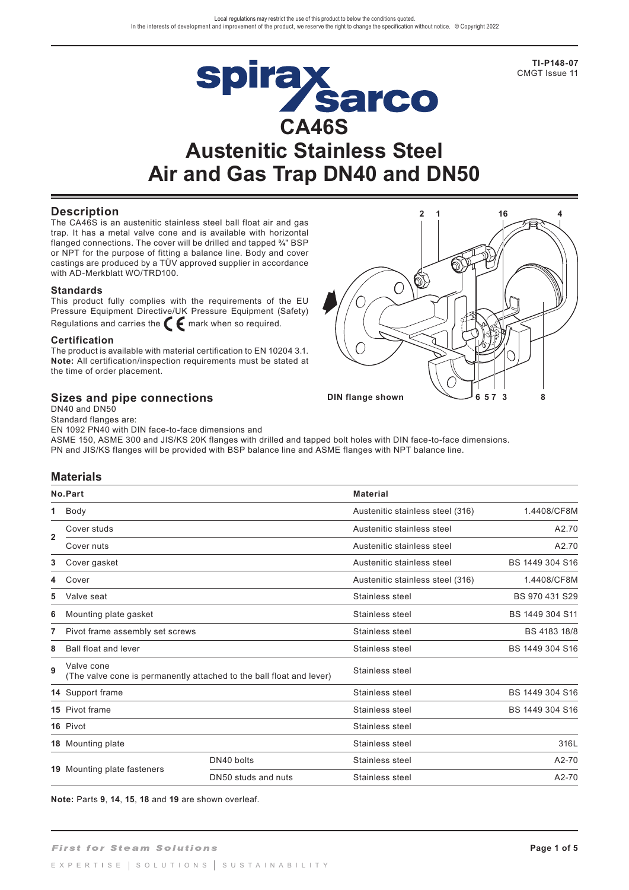Local regulations may restrict the use of this product to below the conditions quoted.
In the interests of development and improvement of the product, we reserve the right to change the specification without notice. © Copyright 2022

**TI-P148-07**
CMGT Issue 11

# CA46S
# Austenitic Stainless Steel Air and Gas Trap DN40 and DN50

## Description

The CA46S is an austenitic stainless steel ball float air and gas trap. It has a metal valve cone and is available with horizontal flanged connections. The cover will be drilled and tapped ¾" BSP or NPT for the purpose of fitting a balance line. Body and cover castings are produced by a TÜV approved supplier in accordance with AD-Merkblatt WO/TRD100.

### Standards

This product fully complies with the requirements of the EU Pressure Equipment Directive/UK Pressure Equipment (Safety) Regulations and carries the CE mark when so required.

### Certification

The product is available with material certification to EN 10204 3.1.
**Note:** All certification/inspection requirements must be stated at the time of order placement.

DIN flange shown

## Sizes and pipe connections

DN40 and DN50
Standard flanges are:
EN 1092 PN40 with DIN face-to-face dimensions and
ASME 150, ASME 300 and JIS/KS 20K flanges with drilled and tapped bolt holes with DIN face-to-face dimensions.
PN and JIS/KS flanges will be provided with BSP balance line and ASME flanges with NPT balance line.

## Materials

| No. | Part | | Material | |
|---|---|---|---|---|
| 1 | Body | | Austenitic stainless steel (316) | 1.4408/CF8M |
| 2 | Cover studs | | Austenitic stainless steel | A2.70 |
| | Cover nuts | | Austenitic stainless steel | A2.70 |
| 3 | Cover gasket | | Austenitic stainless steel | BS 1449 304 S16 |
| 4 | Cover | | Austenitic stainless steel (316) | 1.4408/CF8M |
| 5 | Valve seat | | Stainless steel | BS 970 431 S29 |
| 6 | Mounting plate gasket | | Stainless steel | BS 1449 304 S11 |
| 7 | Pivot frame assembly set screws | | Stainless steel | BS 4183 18/8 |
| 8 | Ball float and lever | | Stainless steel | BS 1449 304 S16 |
| 9 | Valve cone (The valve cone is permanently attached to the ball float and lever) | | Stainless steel | |
| 14 | Support frame | | Stainless steel | BS 1449 304 S16 |
| 15 | Pivot frame | | Stainless steel | BS 1449 304 S16 |
| 16 | Pivot | | Stainless steel | |
| 18 | Mounting plate | | Stainless steel | 316L |
| 19 | Mounting plate fasteners | DN40 bolts | Stainless steel | A2-70 |
| | | DN50 studs and nuts | Stainless steel | A2-70 |

**Note:** Parts **9**, **14**, **15**, **18** and **19** are shown overleaf.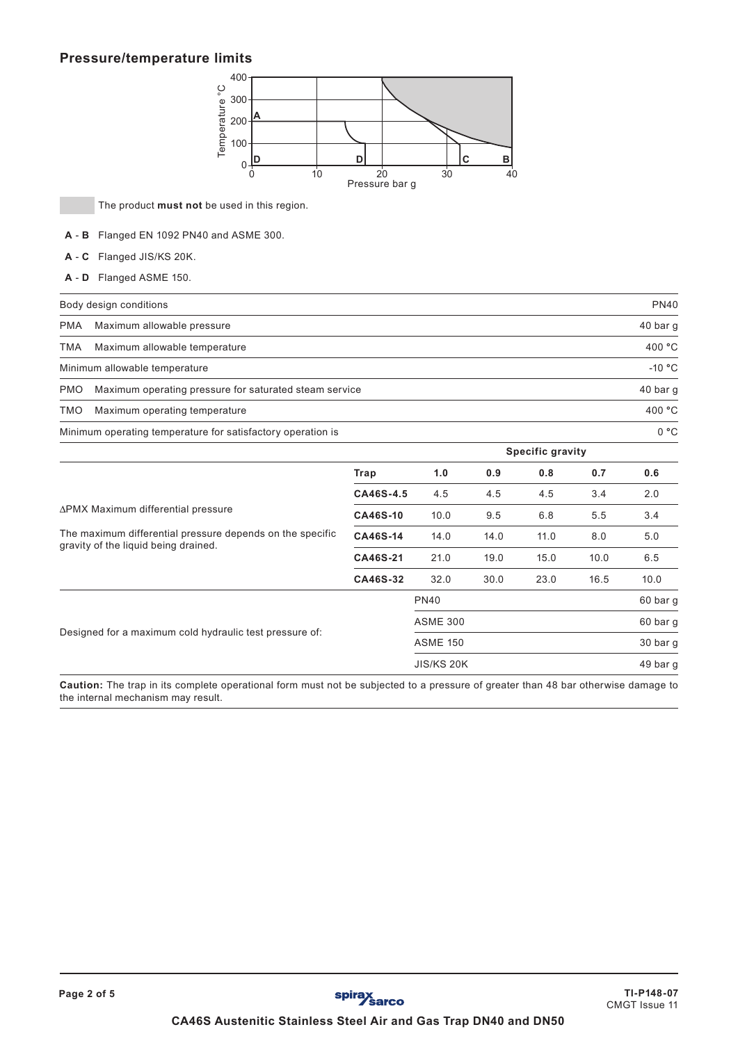## Pressure/temperature limits

The product **must not** be used in this region.

**A - B** Flanged EN 1092 PN40 and ASME 300.

**A - C** Flanged JIS/KS 20K.

**A - D** Flanged ASME 150.

| | |
|---|---|
| Body design conditions | PN40 |
| PMA Maximum allowable pressure | 40 bar g |
| TMA Maximum allowable temperature | 400 °C |
| Minimum allowable temperature | -10 °C |
| PMO Maximum operating pressure for saturated steam service | 40 bar g |
| TMO Maximum operating temperature | 400 °C |
| Minimum operating temperature for satisfactory operation is | 0 °C |

ΔPMX Maximum differential pressure

The maximum differential pressure depends on the specific gravity of the liquid being drained.

| | Specific gravity | | | | |
|---|---|---|---|---|---|
| **Trap** | **1.0** | **0.9** | **0.8** | **0.7** | **0.6** |
| **CA46S-4.5** | 4.5 | 4.5 | 4.5 | 3.4 | 2.0 |
| **CA46S-10** | 10.0 | 9.5 | 6.8 | 5.5 | 3.4 |
| **CA46S-14** | 14.0 | 14.0 | 11.0 | 8.0 | 5.0 |
| **CA46S-21** | 21.0 | 19.0 | 15.0 | 10.0 | 6.5 |
| **CA46S-32** | 32.0 | 30.0 | 23.0 | 16.5 | 10.0 |

Designed for a maximum cold hydraulic test pressure of:

| | |
|---|---|
| PN40 | 60 bar g |
| ASME 300 | 60 bar g |
| ASME 150 | 30 bar g |
| JIS/KS 20K | 49 bar g |

**Caution:** The trap in its complete operational form must not be subjected to a pressure of greater than 48 bar otherwise damage to the internal mechanism may result.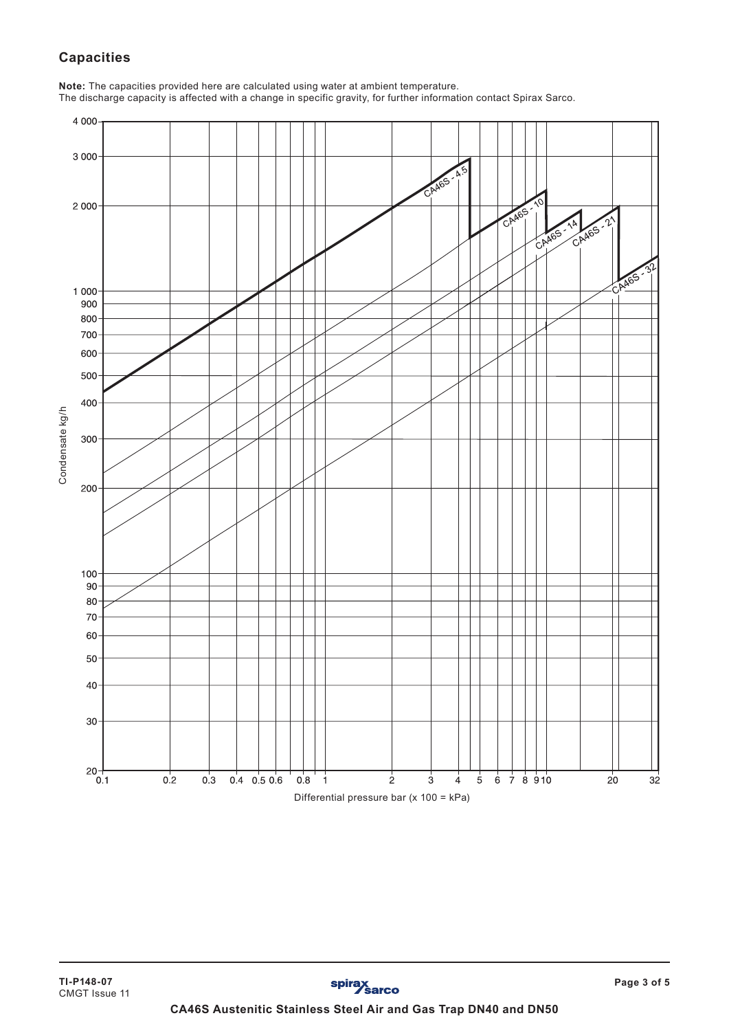## Capacities

**Note:** The capacities provided here are calculated using water at ambient temperature.
The discharge capacity is affected with a change in specific gravity, for further information contact Spirax Sarco.

Condensate kg/h

CA46S - 4.5

CA46S - 10

CA46S - 14

CA46S - 21

CA46S - 32

Differential pressure bar (x 100 = kPa)

**CA46S Austenitic Stainless Steel Air and Gas Trap DN40 and DN50**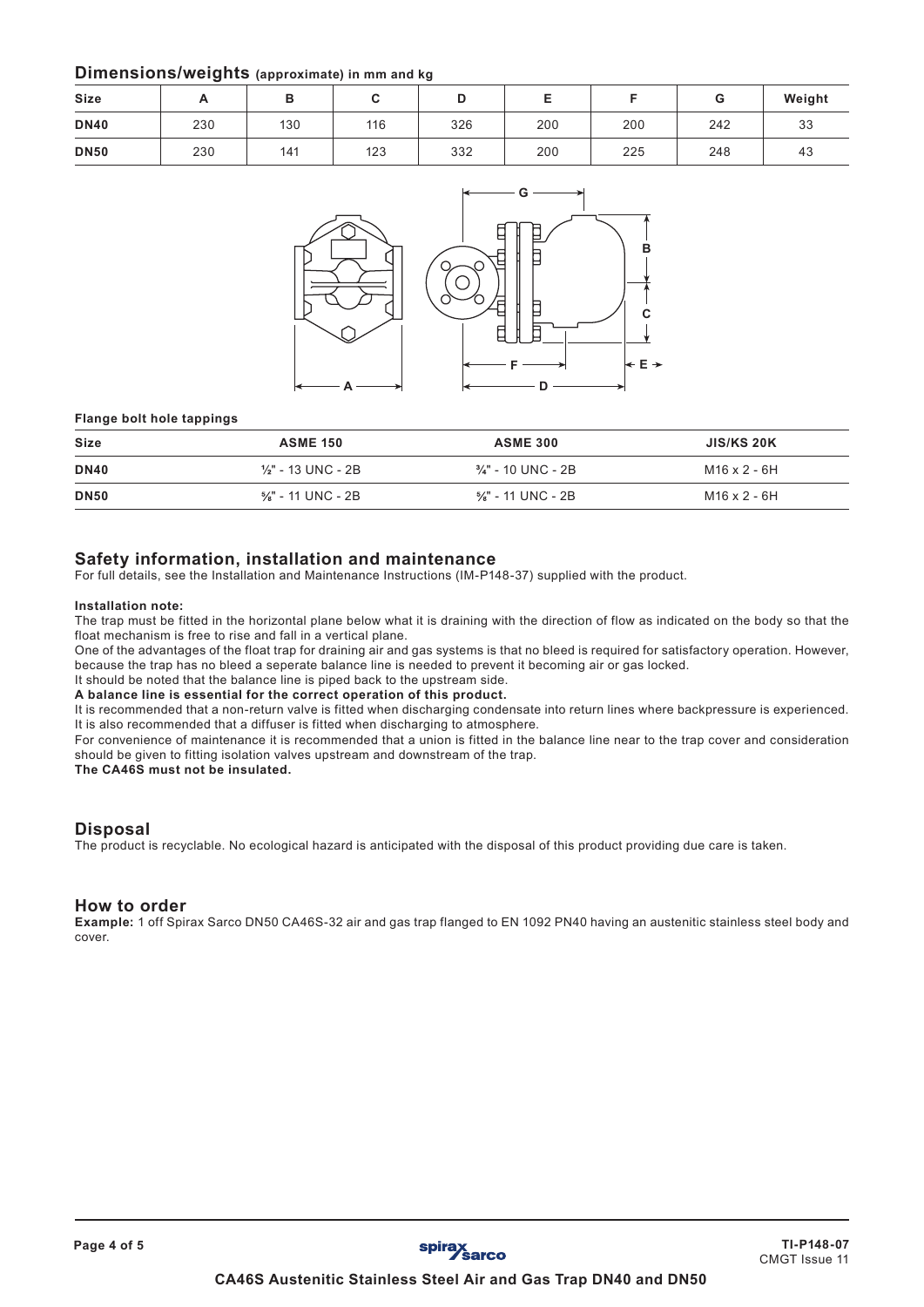## Dimensions/weights (approximate) in mm and kg

| Size | A | B | C | D | E | F | G | Weight |
|---|---|---|---|---|---|---|---|---|
| DN40 | 230 | 130 | 116 | 326 | 200 | 200 | 242 | 33 |
| DN50 | 230 | 141 | 123 | 332 | 200 | 225 | 248 | 43 |

**Flange bolt hole tappings**

| Size | ASME 150 | ASME 300 | JIS/KS 20K |
|---|---|---|---|
| DN40 | ½" - 13 UNC - 2B | ¾" - 10 UNC - 2B | M16 x 2 - 6H |
| DN50 | ⅝" - 11 UNC - 2B | ⅝" - 11 UNC - 2B | M16 x 2 - 6H |

## Safety information, installation and maintenance

For full details, see the Installation and Maintenance Instructions (IM-P148-37) supplied with the product.

**Installation note:**

The trap must be fitted in the horizontal plane below what it is draining with the direction of flow as indicated on the body so that the float mechanism is free to rise and fall in a vertical plane.

One of the advantages of the float trap for draining air and gas systems is that no bleed is required for satisfactory operation. However, because the trap has no bleed a seperate balance line is needed to prevent it becoming air or gas locked.

It should be noted that the balance line is piped back to the upstream side.

**A balance line is essential for the correct operation of this product.**

It is recommended that a non-return valve is fitted when discharging condensate into return lines where backpressure is experienced. It is also recommended that a diffuser is fitted when discharging to atmosphere.

For convenience of maintenance it is recommended that a union is fitted in the balance line near to the trap cover and consideration should be given to fitting isolation valves upstream and downstream of the trap.

**The CA46S must not be insulated.**

## Disposal

The product is recyclable. No ecological hazard is anticipated with the disposal of this product providing due care is taken.

## How to order

**Example:** 1 off Spirax Sarco DN50 CA46S-32 air and gas trap flanged to EN 1092 PN40 having an austenitic stainless steel body and cover.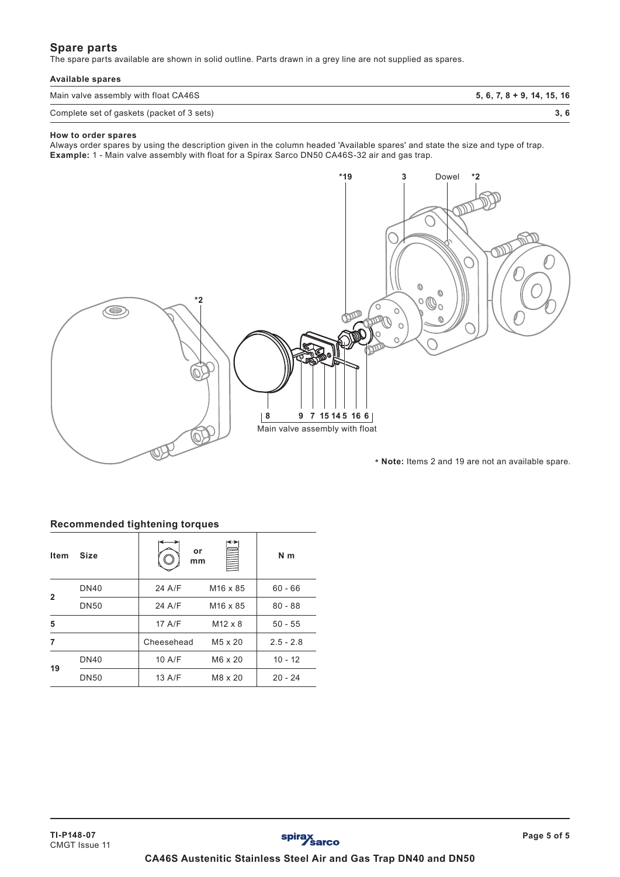## Spare parts

The spare parts available are shown in solid outline. Parts drawn in a grey line are not supplied as spares.

| Available spares | |
|---|---|
| Main valve assembly with float CA46S | **5, 6, 7, 8 + 9, 14, 15, 16** |
| Complete set of gaskets (packet of 3 sets) | **3, 6** |

**How to order spares**

Always order spares by using the description given in the column headed 'Available spares' and state the size and type of trap.

**Example:** 1 - Main valve assembly with float for a Spirax Sarco DN50 CA46S-32 air and gas trap.

*19 3 Dowel *2

*2

8 9 7 15 14 5 16 6

Main valve assembly with float

* **Note:** Items 2 and 19 are not an available spare.

### Recommended tightening torques

| Item | Size | A/F | or mm | N m |
|---|---|---|---|---|
| 2 | DN40 | 24 A/F | M16 x 85 | 60 - 66 |
| | DN50 | 24 A/F | M16 x 85 | 80 - 88 |
| 5 | | 17 A/F | M12 x 8 | 50 - 55 |
| 7 | | Cheesehead | M5 x 20 | 2.5 - 2.8 |
| 19 | DN40 | 10 A/F | M6 x 20 | 10 - 12 |
| | DN50 | 13 A/F | M8 x 20 | 20 - 24 |

TI-P148-07
CMGT Issue 11

CA46S Austenitic Stainless Steel Air and Gas Trap DN40 and DN50